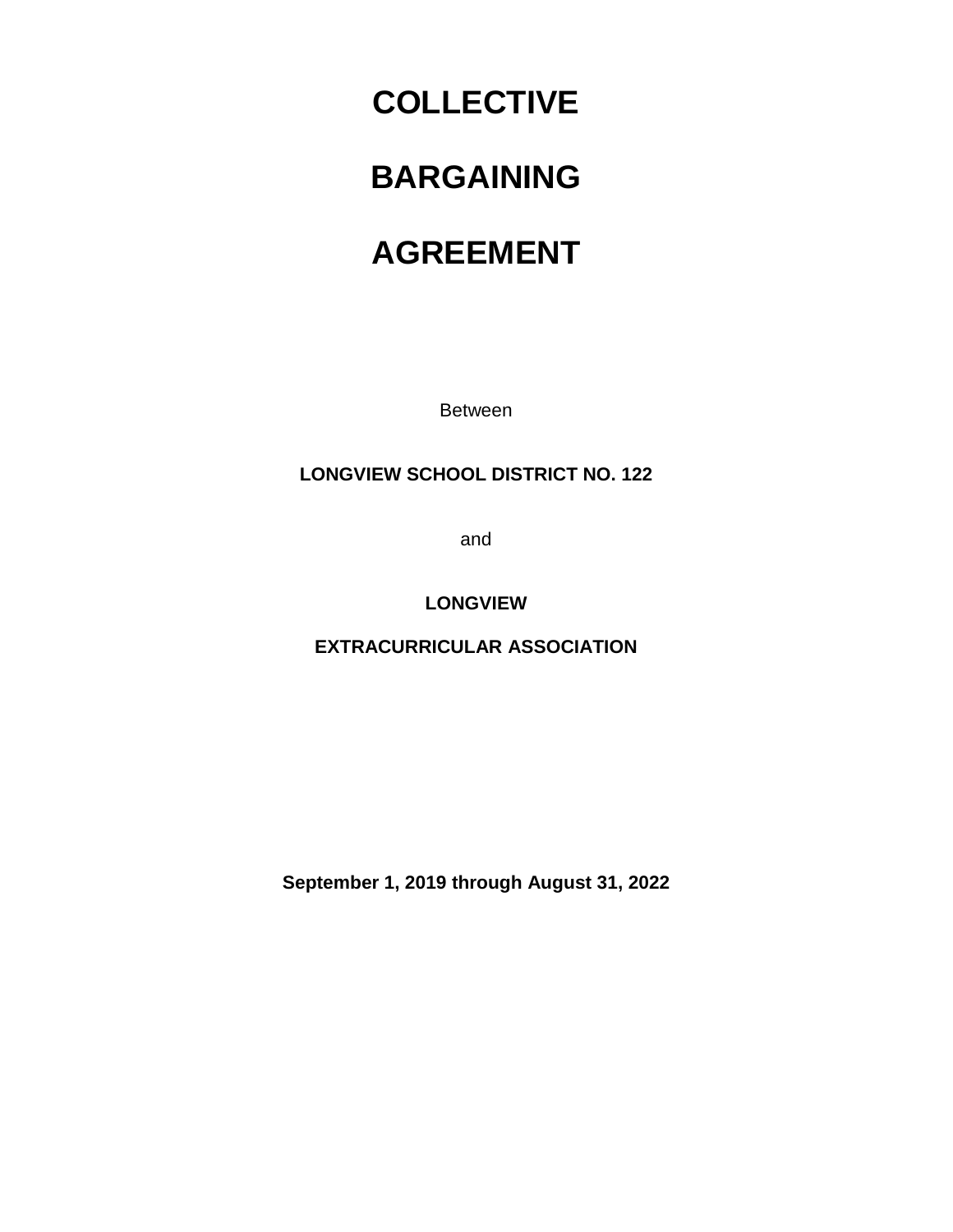# COLLECTIVE

# BARGAINING

# AGREEMENT

Between

**LONGVIEW SCHOOL DISTRICT NO. 122**

and

**LONGVIEW**

**EXTRACURRICULAR ASSOCIATION**

**September 1, 2019 through August 31, 2022**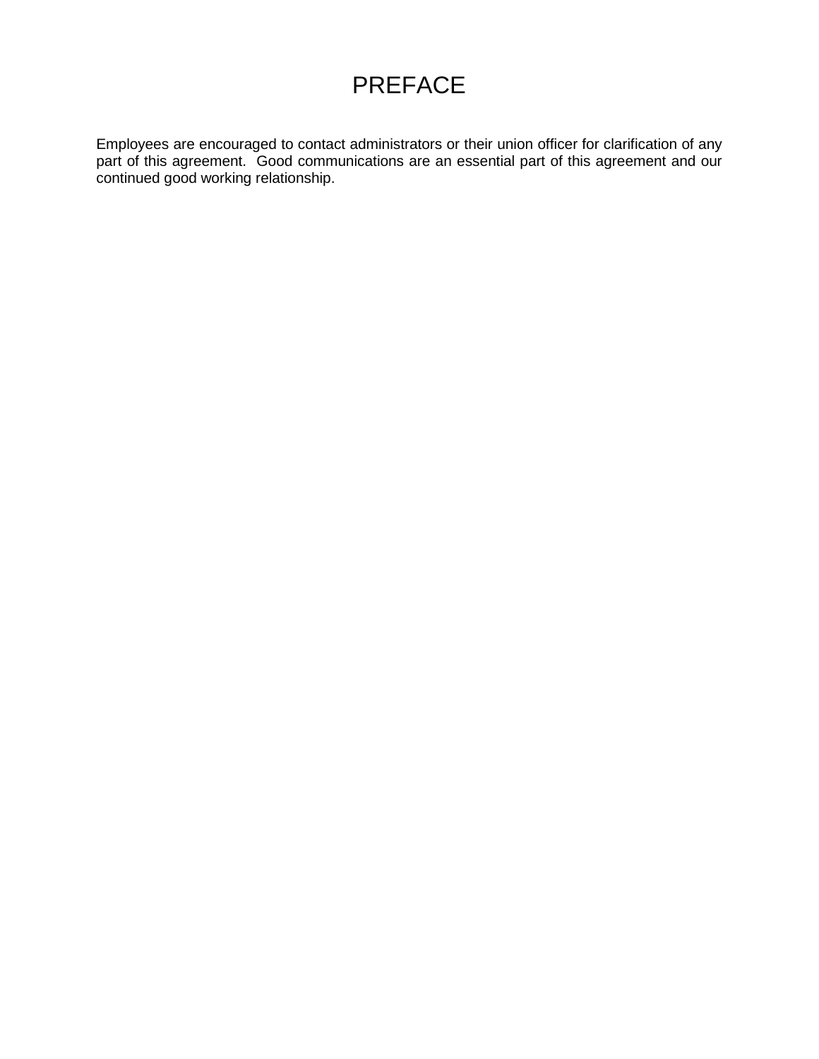# PREFACE

Employees are encouraged to contact administrators or their union officer for clarification of any part of this agreement. Good communications are an essential part of this agreement and our continued good working relationship.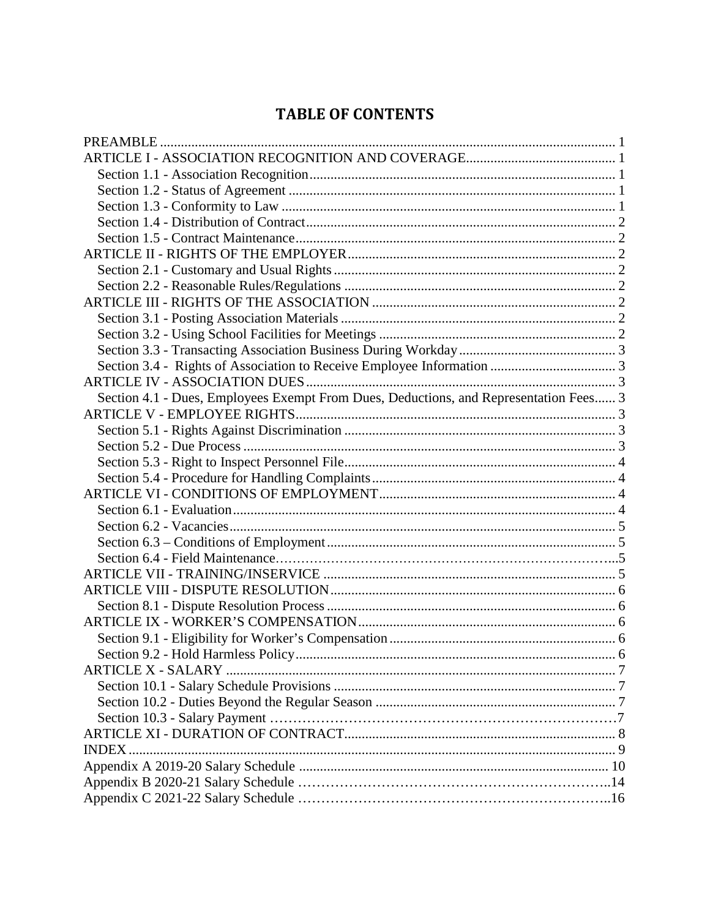# TABLE OF CONTENTS

PREAMBLE .................................................................................................................. 1
ARTICLE I - ASSOCIATION RECOGNITION AND COVERAGE........................................... 1
  Section 1.1 - Association Recognition........................................................................ 1
  Section 1.2 - Status of Agreement .............................................................................. 1
  Section 1.3 - Conformity to Law ............................................................................... 1
  Section 1.4 - Distribution of Contract......................................................................... 2
  Section 1.5 - Contract Maintenance........................................................................... 2
ARTICLE II - RIGHTS OF THE EMPLOYER.............................................................................. 2
  Section 2.1 - Customary and Usual Rights ................................................................. 2
  Section 2.2 - Reasonable Rules/Regulations .............................................................. 2
ARTICLE III - RIGHTS OF THE ASSOCIATION ...................................................................... 2
  Section 3.1 - Posting Association Materials ............................................................... 2
  Section 3.2 - Using School Facilities for Meetings .................................................... 2
  Section 3.3 - Transacting Association Business During Workday ............................. 3
  Section 3.4 - Rights of Association to Receive Employee Information ..................... 3
ARTICLE IV - ASSOCIATION DUES........................................................................................... 3
  Section 4.1 - Dues, Employees Exempt From Dues, Deductions, and Representation Fees...... 3
ARTICLE V - EMPLOYEE RIGHTS............................................................................................. 3
  Section 5.1 - Rights Against Discrimination .............................................................. 3
  Section 5.2 - Due Process ........................................................................................... 3
  Section 5.3 - Right to Inspect Personnel File.............................................................. 4
  Section 5.4 - Procedure for Handling Complaints...................................................... 4
ARTICLE VI - CONDITIONS OF EMPLOYMENT.................................................................... 4
  Section 6.1 - Evaluation.............................................................................................. 4
  Section 6.2 - Vacancies............................................................................................... 5
  Section 6.3 – Conditions of Employment ................................................................... 5
  Section 6.4 - Field Maintenance……………………………………………………………...5
ARTICLE VII - TRAINING/INSERVICE .................................................................................... 5
ARTICLE VIII - DISPUTE RESOLUTION................................................................................. 6
  Section 8.1 - Dispute Resolution Process ................................................................... 6
ARTICLE IX - WORKER'S COMPENSATION.......................................................................... 6
  Section 9.1 - Eligibility for Worker's Compensation ................................................. 6
  Section 9.2 - Hold Harmless Policy............................................................................ 6
ARTICLE X - SALARY ................................................................................................................ 7
  Section 10.1 - Salary Schedule Provisions ................................................................. 7
  Section 10.2 - Duties Beyond the Regular Season ..................................................... 7
  Section 10.3 - Salary Payment ……………………………………………………………7
ARTICLE XI - DURATION OF CONTRACT............................................................................. 8
INDEX .......................................................................................................................................... 9
Appendix A 2019-20 Salary Schedule ......................................................................................... 10
Appendix B 2020-21 Salary Schedule ……………………………………………………..14
Appendix C 2021-22 Salary Schedule ……………………………………………………..16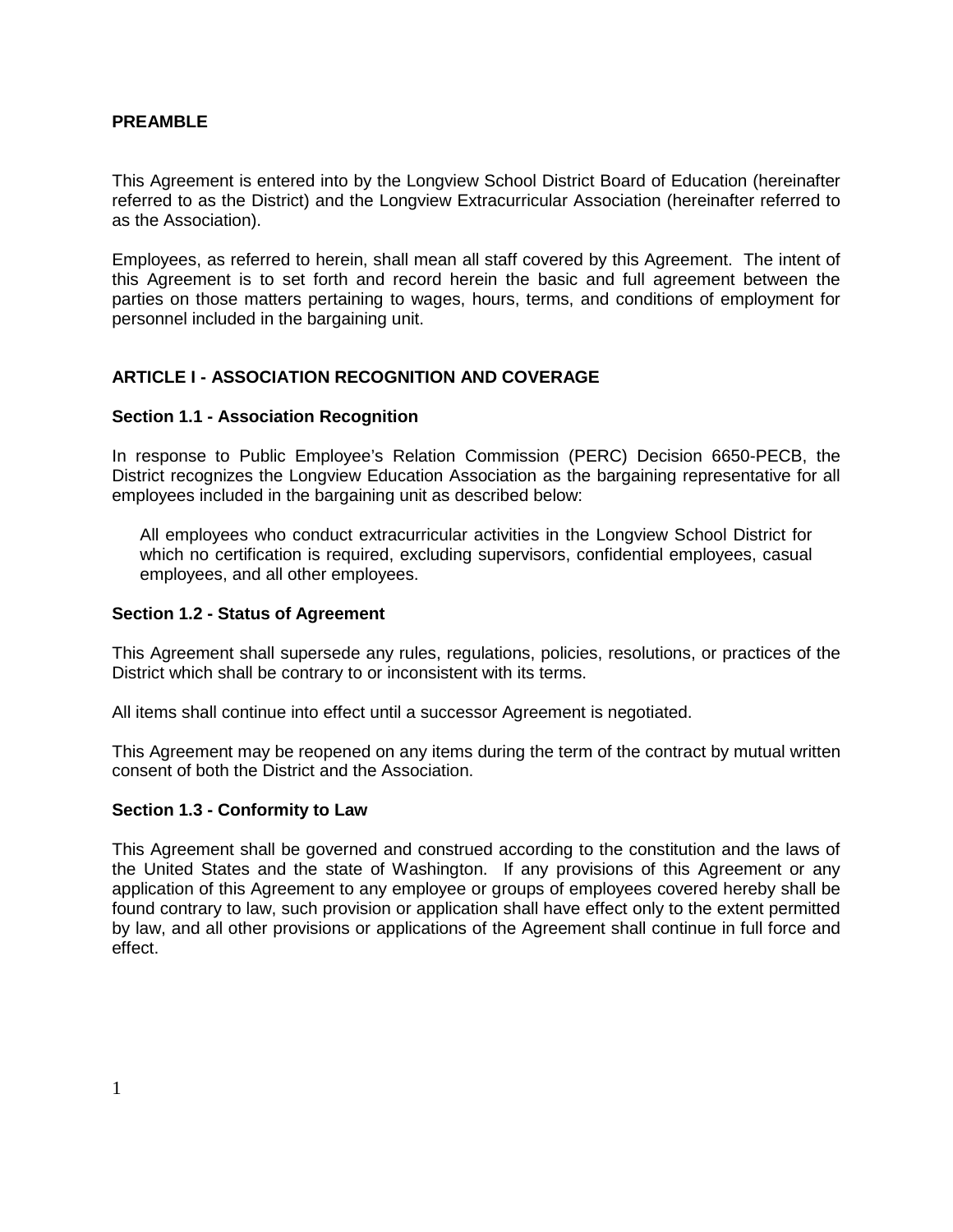## PREAMBLE

This Agreement is entered into by the Longview School District Board of Education (hereinafter referred to as the District) and the Longview Extracurricular Association (hereinafter referred to as the Association).

Employees, as referred to herein, shall mean all staff covered by this Agreement. The intent of this Agreement is to set forth and record herein the basic and full agreement between the parties on those matters pertaining to wages, hours, terms, and conditions of employment for personnel included in the bargaining unit.

## ARTICLE I - ASSOCIATION RECOGNITION AND COVERAGE

### Section 1.1 - Association Recognition

In response to Public Employee's Relation Commission (PERC) Decision 6650-PECB, the District recognizes the Longview Education Association as the bargaining representative for all employees included in the bargaining unit as described below:

> All employees who conduct extracurricular activities in the Longview School District for which no certification is required, excluding supervisors, confidential employees, casual employees, and all other employees.

### Section 1.2 - Status of Agreement

This Agreement shall supersede any rules, regulations, policies, resolutions, or practices of the District which shall be contrary to or inconsistent with its terms.

All items shall continue into effect until a successor Agreement is negotiated.

This Agreement may be reopened on any items during the term of the contract by mutual written consent of both the District and the Association.

### Section 1.3 - Conformity to Law

This Agreement shall be governed and construed according to the constitution and the laws of the United States and the state of Washington. If any provisions of this Agreement or any application of this Agreement to any employee or groups of employees covered hereby shall be found contrary to law, such provision or application shall have effect only to the extent permitted by law, and all other provisions or applications of the Agreement shall continue in full force and effect.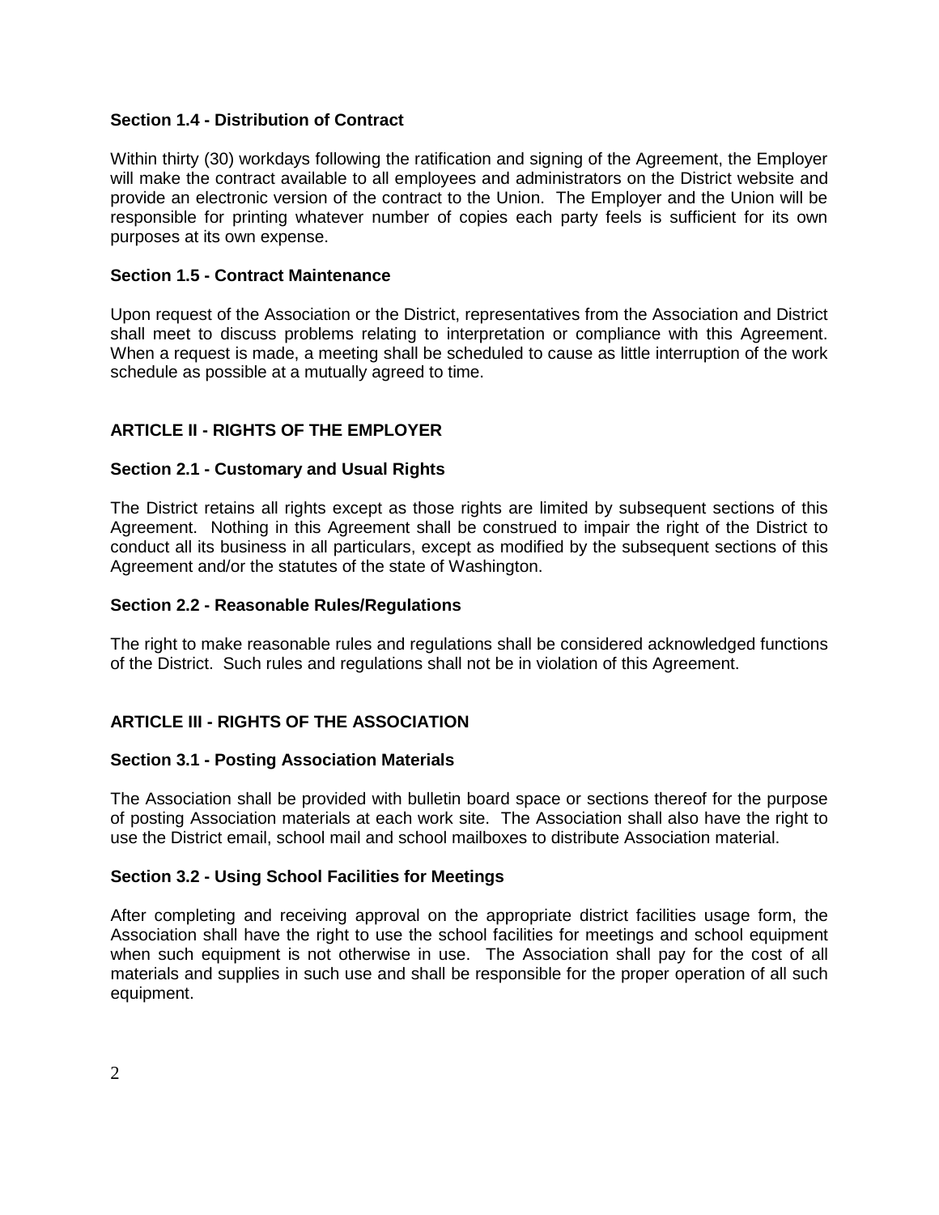**Section 1.4 - Distribution of Contract**

Within thirty (30) workdays following the ratification and signing of the Agreement, the Employer will make the contract available to all employees and administrators on the District website and provide an electronic version of the contract to the Union. The Employer and the Union will be responsible for printing whatever number of copies each party feels is sufficient for its own purposes at its own expense.

**Section 1.5 - Contract Maintenance**

Upon request of the Association or the District, representatives from the Association and District shall meet to discuss problems relating to interpretation or compliance with this Agreement. When a request is made, a meeting shall be scheduled to cause as little interruption of the work schedule as possible at a mutually agreed to time.

## ARTICLE II - RIGHTS OF THE EMPLOYER

**Section 2.1 - Customary and Usual Rights**

The District retains all rights except as those rights are limited by subsequent sections of this Agreement. Nothing in this Agreement shall be construed to impair the right of the District to conduct all its business in all particulars, except as modified by the subsequent sections of this Agreement and/or the statutes of the state of Washington.

**Section 2.2 - Reasonable Rules/Regulations**

The right to make reasonable rules and regulations shall be considered acknowledged functions of the District. Such rules and regulations shall not be in violation of this Agreement.

## ARTICLE III - RIGHTS OF THE ASSOCIATION

**Section 3.1 - Posting Association Materials**

The Association shall be provided with bulletin board space or sections thereof for the purpose of posting Association materials at each work site. The Association shall also have the right to use the District email, school mail and school mailboxes to distribute Association material.

**Section 3.2 - Using School Facilities for Meetings**

After completing and receiving approval on the appropriate district facilities usage form, the Association shall have the right to use the school facilities for meetings and school equipment when such equipment is not otherwise in use. The Association shall pay for the cost of all materials and supplies in such use and shall be responsible for the proper operation of all such equipment.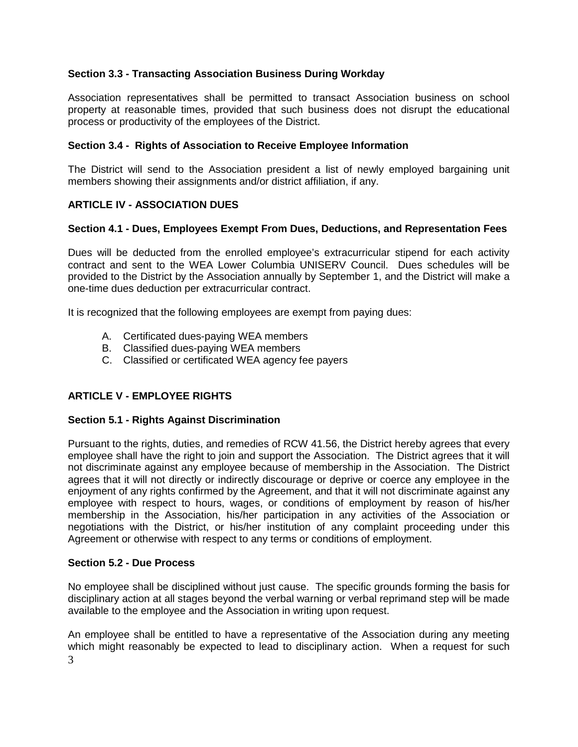### Section 3.3 - Transacting Association Business During Workday

Association representatives shall be permitted to transact Association business on school property at reasonable times, provided that such business does not disrupt the educational process or productivity of the employees of the District.

### Section 3.4 - Rights of Association to Receive Employee Information

The District will send to the Association president a list of newly employed bargaining unit members showing their assignments and/or district affiliation, if any.

## ARTICLE IV - ASSOCIATION DUES

### Section 4.1 - Dues, Employees Exempt From Dues, Deductions, and Representation Fees

Dues will be deducted from the enrolled employee's extracurricular stipend for each activity contract and sent to the WEA Lower Columbia UNISERV Council. Dues schedules will be provided to the District by the Association annually by September 1, and the District will make a one-time dues deduction per extracurricular contract.

It is recognized that the following employees are exempt from paying dues:

A. Certificated dues-paying WEA members
B. Classified dues-paying WEA members
C. Classified or certificated WEA agency fee payers

## ARTICLE V - EMPLOYEE RIGHTS

### Section 5.1 - Rights Against Discrimination

Pursuant to the rights, duties, and remedies of RCW 41.56, the District hereby agrees that every employee shall have the right to join and support the Association. The District agrees that it will not discriminate against any employee because of membership in the Association. The District agrees that it will not directly or indirectly discourage or deprive or coerce any employee in the enjoyment of any rights confirmed by the Agreement, and that it will not discriminate against any employee with respect to hours, wages, or conditions of employment by reason of his/her membership in the Association, his/her participation in any activities of the Association or negotiations with the District, or his/her institution of any complaint proceeding under this Agreement or otherwise with respect to any terms or conditions of employment.

### Section 5.2 - Due Process

No employee shall be disciplined without just cause. The specific grounds forming the basis for disciplinary action at all stages beyond the verbal warning or verbal reprimand step will be made available to the employee and the Association in writing upon request.

An employee shall be entitled to have a representative of the Association during any meeting which might reasonably be expected to lead to disciplinary action. When a request for such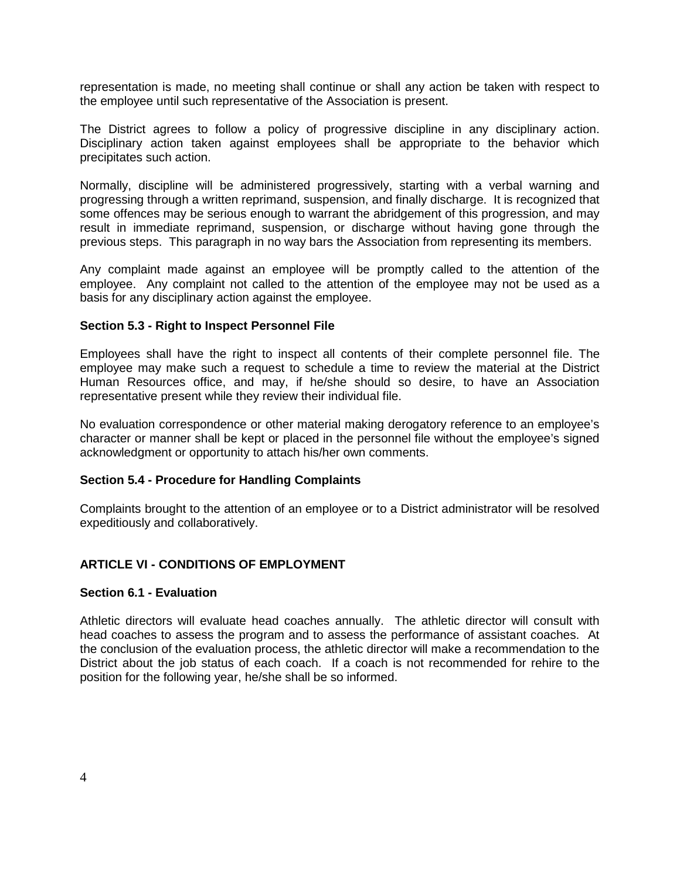representation is made, no meeting shall continue or shall any action be taken with respect to the employee until such representative of the Association is present.

The District agrees to follow a policy of progressive discipline in any disciplinary action. Disciplinary action taken against employees shall be appropriate to the behavior which precipitates such action.

Normally, discipline will be administered progressively, starting with a verbal warning and progressing through a written reprimand, suspension, and finally discharge. It is recognized that some offences may be serious enough to warrant the abridgement of this progression, and may result in immediate reprimand, suspension, or discharge without having gone through the previous steps. This paragraph in no way bars the Association from representing its members.

Any complaint made against an employee will be promptly called to the attention of the employee. Any complaint not called to the attention of the employee may not be used as a basis for any disciplinary action against the employee.

### Section 5.3 - Right to Inspect Personnel File

Employees shall have the right to inspect all contents of their complete personnel file. The employee may make such a request to schedule a time to review the material at the District Human Resources office, and may, if he/she should so desire, to have an Association representative present while they review their individual file.

No evaluation correspondence or other material making derogatory reference to an employee's character or manner shall be kept or placed in the personnel file without the employee's signed acknowledgment or opportunity to attach his/her own comments.

### Section 5.4 - Procedure for Handling Complaints

Complaints brought to the attention of an employee or to a District administrator will be resolved expeditiously and collaboratively.

## ARTICLE VI - CONDITIONS OF EMPLOYMENT

### Section 6.1 - Evaluation

Athletic directors will evaluate head coaches annually. The athletic director will consult with head coaches to assess the program and to assess the performance of assistant coaches. At the conclusion of the evaluation process, the athletic director will make a recommendation to the District about the job status of each coach. If a coach is not recommended for rehire to the position for the following year, he/she shall be so informed.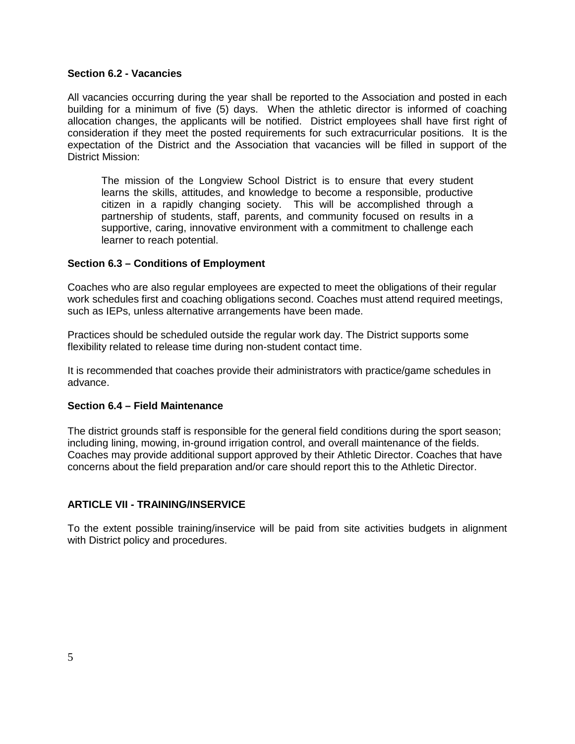### Section 6.2 - Vacancies

All vacancies occurring during the year shall be reported to the Association and posted in each building for a minimum of five (5) days. When the athletic director is informed of coaching allocation changes, the applicants will be notified. District employees shall have first right of consideration if they meet the posted requirements for such extracurricular positions. It is the expectation of the District and the Association that vacancies will be filled in support of the District Mission:

> The mission of the Longview School District is to ensure that every student learns the skills, attitudes, and knowledge to become a responsible, productive citizen in a rapidly changing society. This will be accomplished through a partnership of students, staff, parents, and community focused on results in a supportive, caring, innovative environment with a commitment to challenge each learner to reach potential.

### Section 6.3 – Conditions of Employment

Coaches who are also regular employees are expected to meet the obligations of their regular work schedules first and coaching obligations second. Coaches must attend required meetings, such as IEPs, unless alternative arrangements have been made.

Practices should be scheduled outside the regular work day. The District supports some flexibility related to release time during non-student contact time.

It is recommended that coaches provide their administrators with practice/game schedules in advance.

### Section 6.4 – Field Maintenance

The district grounds staff is responsible for the general field conditions during the sport season; including lining, mowing, in-ground irrigation control, and overall maintenance of the fields. Coaches may provide additional support approved by their Athletic Director. Coaches that have concerns about the field preparation and/or care should report this to the Athletic Director.

## ARTICLE VII - TRAINING/INSERVICE

To the extent possible training/inservice will be paid from site activities budgets in alignment with District policy and procedures.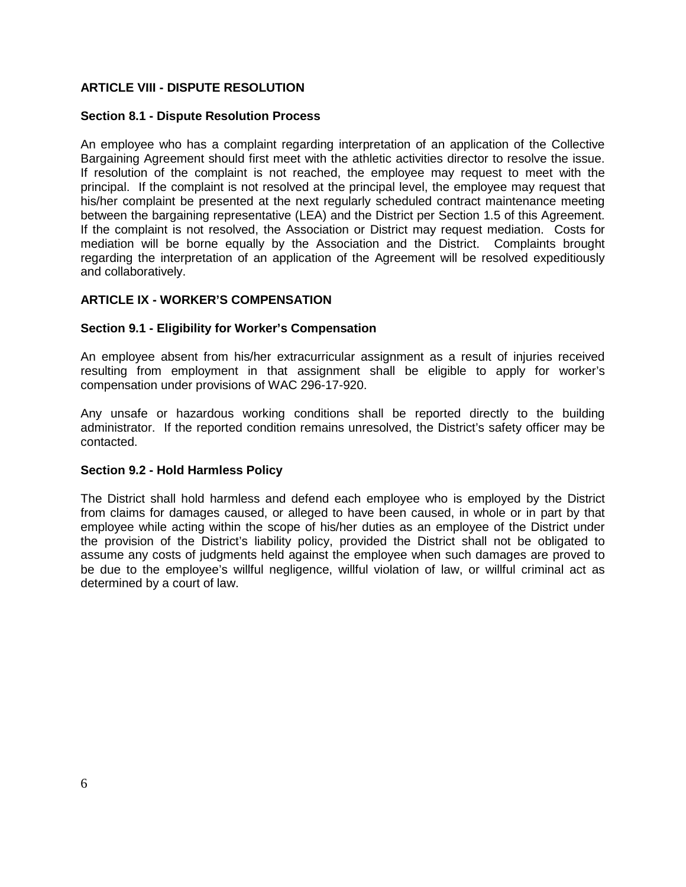## ARTICLE VIII - DISPUTE RESOLUTION

### Section 8.1 - Dispute Resolution Process

An employee who has a complaint regarding interpretation of an application of the Collective Bargaining Agreement should first meet with the athletic activities director to resolve the issue. If resolution of the complaint is not reached, the employee may request to meet with the principal. If the complaint is not resolved at the principal level, the employee may request that his/her complaint be presented at the next regularly scheduled contract maintenance meeting between the bargaining representative (LEA) and the District per Section 1.5 of this Agreement. If the complaint is not resolved, the Association or District may request mediation. Costs for mediation will be borne equally by the Association and the District. Complaints brought regarding the interpretation of an application of the Agreement will be resolved expeditiously and collaboratively.

## ARTICLE IX - WORKER'S COMPENSATION

### Section 9.1 - Eligibility for Worker's Compensation

An employee absent from his/her extracurricular assignment as a result of injuries received resulting from employment in that assignment shall be eligible to apply for worker's compensation under provisions of WAC 296-17-920.

Any unsafe or hazardous working conditions shall be reported directly to the building administrator. If the reported condition remains unresolved, the District's safety officer may be contacted.

### Section 9.2 - Hold Harmless Policy

The District shall hold harmless and defend each employee who is employed by the District from claims for damages caused, or alleged to have been caused, in whole or in part by that employee while acting within the scope of his/her duties as an employee of the District under the provision of the District's liability policy, provided the District shall not be obligated to assume any costs of judgments held against the employee when such damages are proved to be due to the employee's willful negligence, willful violation of law, or willful criminal act as determined by a court of law.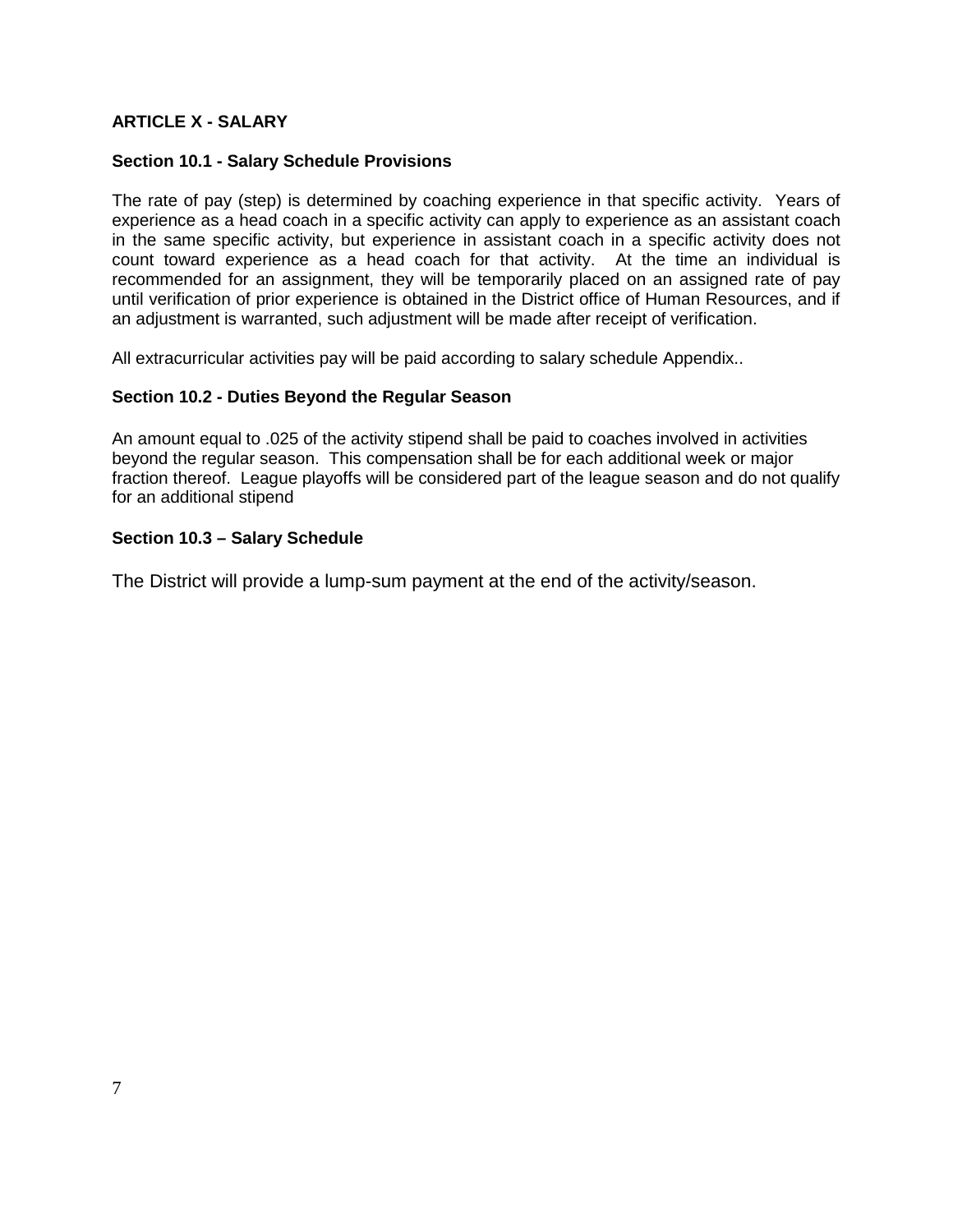## ARTICLE X - SALARY

### Section 10.1 - Salary Schedule Provisions

The rate of pay (step) is determined by coaching experience in that specific activity. Years of experience as a head coach in a specific activity can apply to experience as an assistant coach in the same specific activity, but experience in assistant coach in a specific activity does not count toward experience as a head coach for that activity. At the time an individual is recommended for an assignment, they will be temporarily placed on an assigned rate of pay until verification of prior experience is obtained in the District office of Human Resources, and if an adjustment is warranted, such adjustment will be made after receipt of verification.

All extracurricular activities pay will be paid according to salary schedule Appendix..

### Section 10.2 - Duties Beyond the Regular Season

An amount equal to .025 of the activity stipend shall be paid to coaches involved in activities beyond the regular season. This compensation shall be for each additional week or major fraction thereof. League playoffs will be considered part of the league season and do not qualify for an additional stipend

### Section 10.3 – Salary Schedule

The District will provide a lump-sum payment at the end of the activity/season.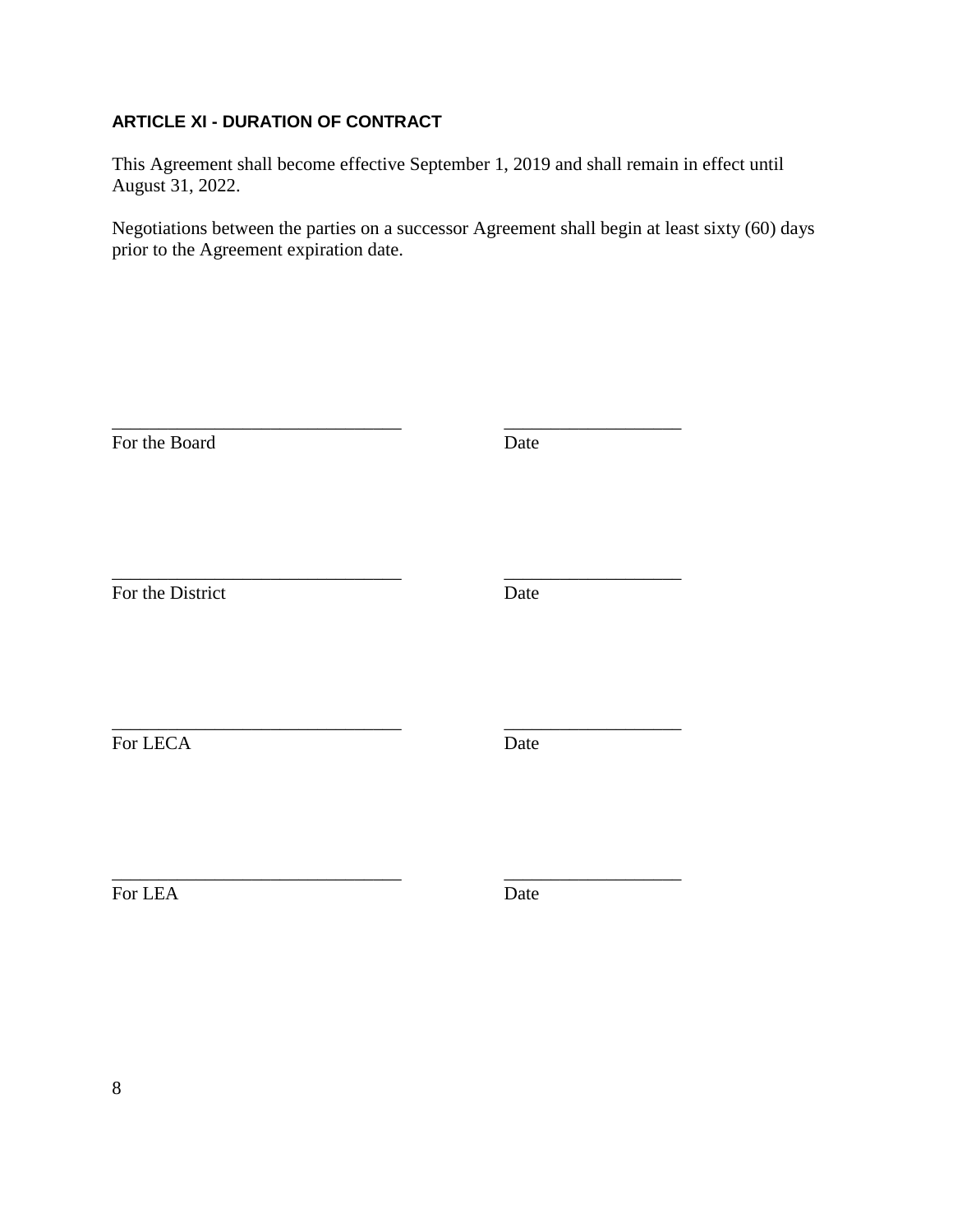### ARTICLE XI - DURATION OF CONTRACT

This Agreement shall become effective September 1, 2019 and shall remain in effect until August 31, 2022.

Negotiations between the parties on a successor Agreement shall begin at least sixty (60) days prior to the Agreement expiration date.

_______________________________ ___________________
For the Board Date

_______________________________ ___________________
For the District Date

_______________________________ ___________________
For LECA Date

_______________________________ ___________________
For LEA Date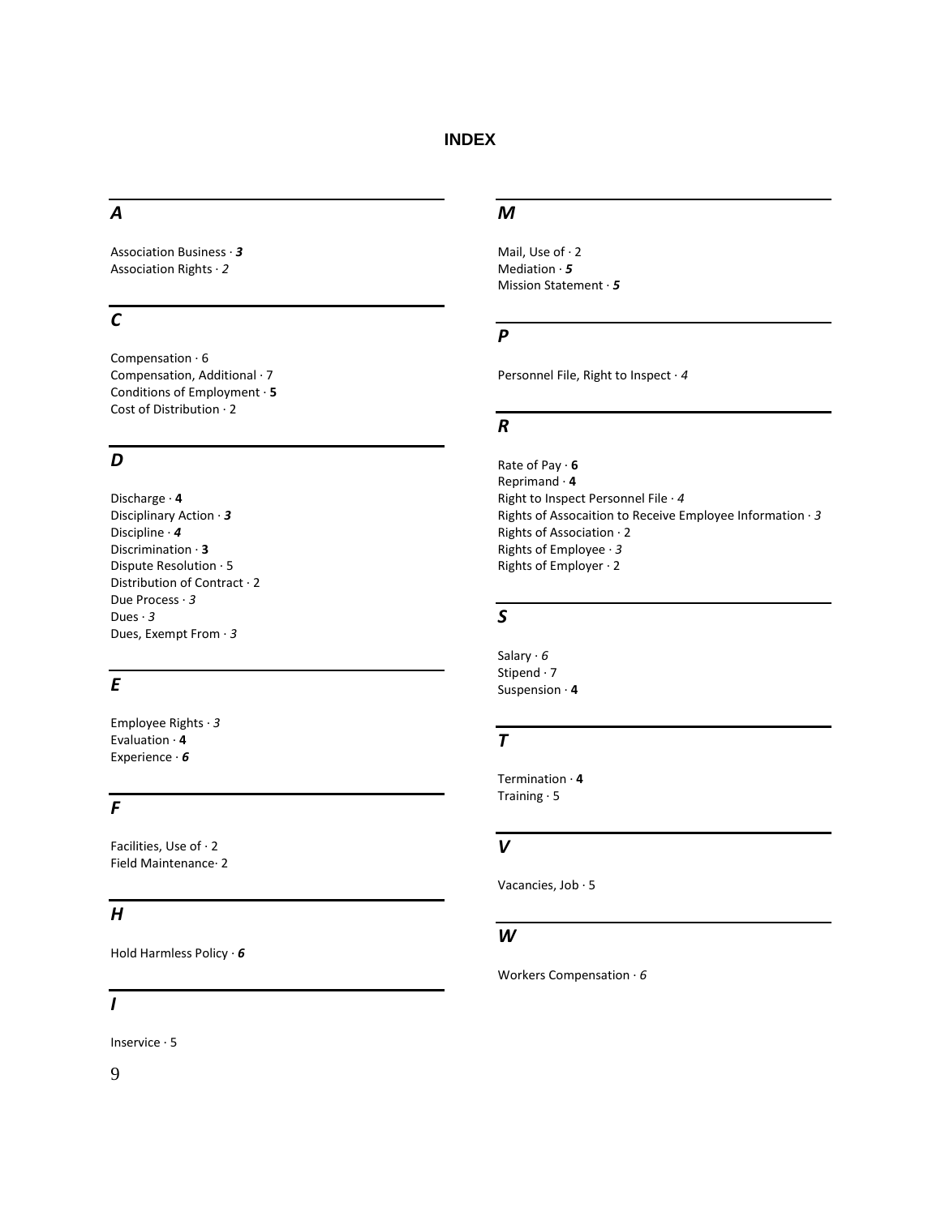# INDEX

## A

Association Business · ***3***
Association Rights · *2*

## C

Compensation · 6
Compensation, Additional · 7
Conditions of Employment · **5**
Cost of Distribution · 2

## D

Discharge · **4**
Disciplinary Action · ***3***
Discipline · ***4***
Discrimination · **3**
Dispute Resolution · 5
Distribution of Contract · 2
Due Process · *3*
Dues · *3*
Dues, Exempt From · *3*

## E

Employee Rights · *3*
Evaluation · **4**
Experience · ***6***

## F

Facilities, Use of · 2
Field Maintenance· 2

## H

Hold Harmless Policy · ***6***

## I

Inservice · 5

## M

Mail, Use of · 2
Mediation · ***5***
Mission Statement · ***5***

## P

Personnel File, Right to Inspect · *4*

## R

Rate of Pay · **6**
Reprimand · **4**
Right to Inspect Personnel File · *4*
Rights of Assocaition to Receive Employee Information · *3*
Rights of Association · 2
Rights of Employee · *3*
Rights of Employer · 2

## S

Salary · *6*
Stipend · 7
Suspension · **4**

## T

Termination · **4**
Training · 5

## V

Vacancies, Job · 5

## W

Workers Compensation · *6*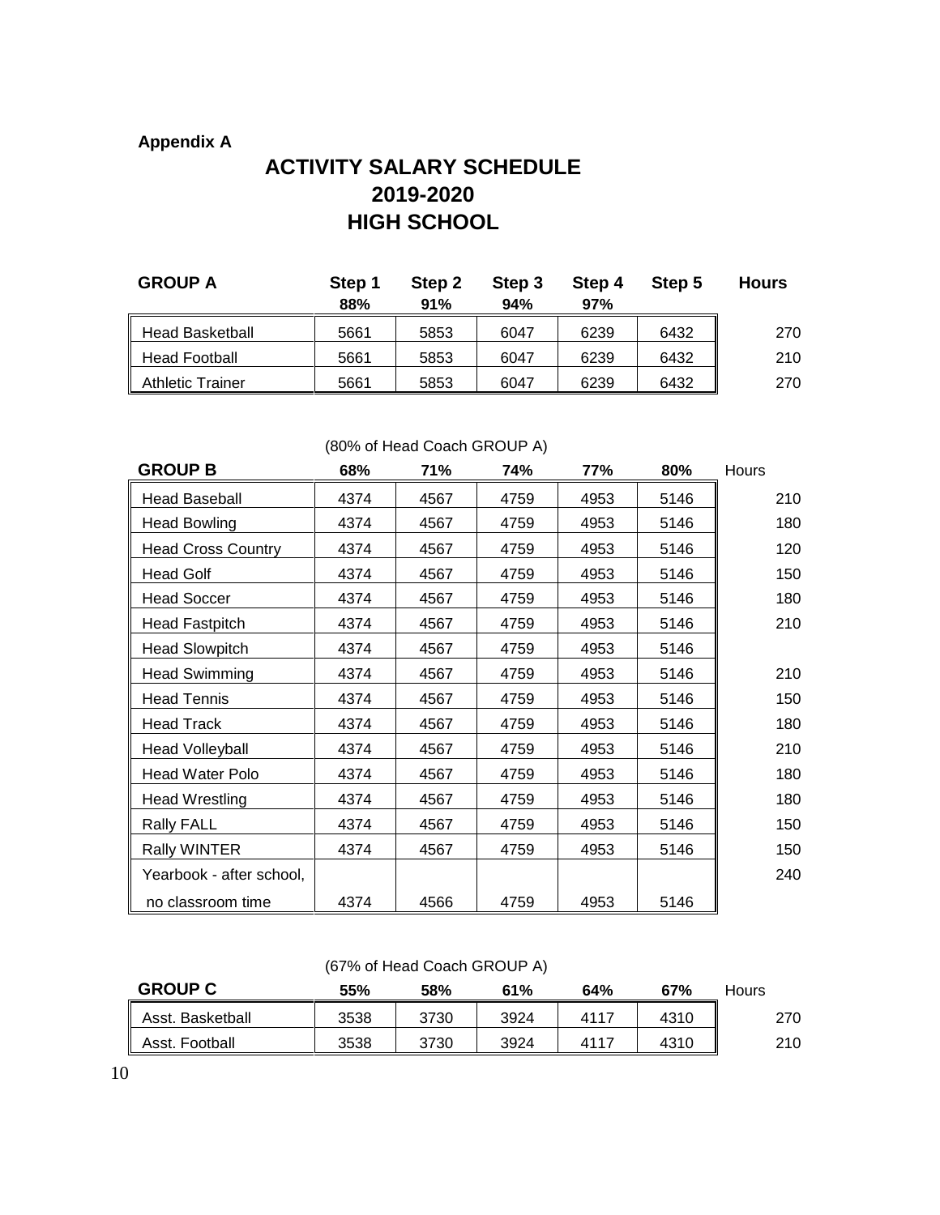**Appendix A**

# ACTIVITY SALARY SCHEDULE
# 2019-2020
# HIGH SCHOOL

| GROUP A | Step 1<br>88% | Step 2<br>91% | Step 3<br>94% | Step 4<br>97% | Step 5 | Hours |
|---|---|---|---|---|---|---|
| Head Basketball | 5661 | 5853 | 6047 | 6239 | 6432 | 270 |
| Head Football | 5661 | 5853 | 6047 | 6239 | 6432 | 210 |
| Athletic Trainer | 5661 | 5853 | 6047 | 6239 | 6432 | 270 |

(80% of Head Coach GROUP A)

| GROUP B | 68% | 71% | 74% | 77% | 80% | Hours |
|---|---|---|---|---|---|---|
| Head Baseball | 4374 | 4567 | 4759 | 4953 | 5146 | 210 |
| Head Bowling | 4374 | 4567 | 4759 | 4953 | 5146 | 180 |
| Head Cross Country | 4374 | 4567 | 4759 | 4953 | 5146 | 120 |
| Head Golf | 4374 | 4567 | 4759 | 4953 | 5146 | 150 |
| Head Soccer | 4374 | 4567 | 4759 | 4953 | 5146 | 180 |
| Head Fastpitch | 4374 | 4567 | 4759 | 4953 | 5146 | 210 |
| Head Slowpitch | 4374 | 4567 | 4759 | 4953 | 5146 | |
| Head Swimming | 4374 | 4567 | 4759 | 4953 | 5146 | 210 |
| Head Tennis | 4374 | 4567 | 4759 | 4953 | 5146 | 150 |
| Head Track | 4374 | 4567 | 4759 | 4953 | 5146 | 180 |
| Head Volleyball | 4374 | 4567 | 4759 | 4953 | 5146 | 210 |
| Head Water Polo | 4374 | 4567 | 4759 | 4953 | 5146 | 180 |
| Head Wrestling | 4374 | 4567 | 4759 | 4953 | 5146 | 180 |
| Rally FALL | 4374 | 4567 | 4759 | 4953 | 5146 | 150 |
| Rally WINTER | 4374 | 4567 | 4759 | 4953 | 5146 | 150 |
| Yearbook - after school, no classroom time | 4374 | 4566 | 4759 | 4953 | 5146 | 240 |

(67% of Head Coach GROUP A)

| GROUP C | 55% | 58% | 61% | 64% | 67% | Hours |
|---|---|---|---|---|---|---|
| Asst. Basketball | 3538 | 3730 | 3924 | 4117 | 4310 | 270 |
| Asst. Football | 3538 | 3730 | 3924 | 4117 | 4310 | 210 |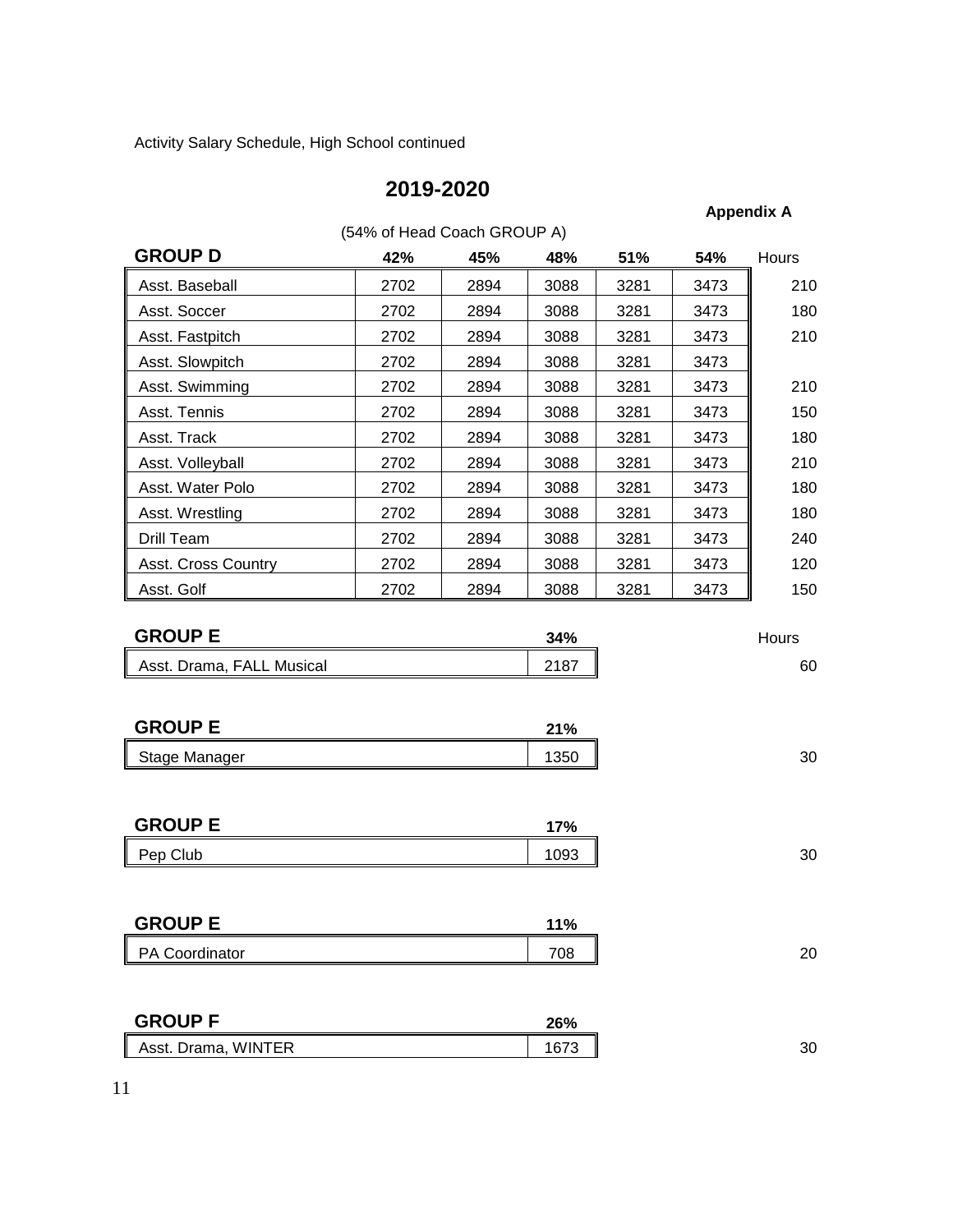Activity Salary Schedule, High School continued

## 2019-2020

**Appendix A**

(54% of Head Coach GROUP A)

| **GROUP D** | **42%** | **45%** | **48%** | **51%** | **54%** | Hours |
|---|---|---|---|---|---|---|
| Asst. Baseball | 2702 | 2894 | 3088 | 3281 | 3473 | 210 |
| Asst. Soccer | 2702 | 2894 | 3088 | 3281 | 3473 | 180 |
| Asst. Fastpitch | 2702 | 2894 | 3088 | 3281 | 3473 | 210 |
| Asst. Slowpitch | 2702 | 2894 | 3088 | 3281 | 3473 | |
| Asst. Swimming | 2702 | 2894 | 3088 | 3281 | 3473 | 210 |
| Asst. Tennis | 2702 | 2894 | 3088 | 3281 | 3473 | 150 |
| Asst. Track | 2702 | 2894 | 3088 | 3281 | 3473 | 180 |
| Asst. Volleyball | 2702 | 2894 | 3088 | 3281 | 3473 | 210 |
| Asst. Water Polo | 2702 | 2894 | 3088 | 3281 | 3473 | 180 |
| Asst. Wrestling | 2702 | 2894 | 3088 | 3281 | 3473 | 180 |
| Drill Team | 2702 | 2894 | 3088 | 3281 | 3473 | 240 |
| Asst. Cross Country | 2702 | 2894 | 3088 | 3281 | 3473 | 120 |
| Asst. Golf | 2702 | 2894 | 3088 | 3281 | 3473 | 150 |

| **GROUP E** | **34%** | Hours |
|---|---|---|
| Asst. Drama, FALL Musical | 2187 | 60 |

| **GROUP E** | **21%** | |
|---|---|---|
| Stage Manager | 1350 | 30 |

| **GROUP E** | **17%** | |
|---|---|---|
| Pep Club | 1093 | 30 |

| **GROUP E** | **11%** | |
|---|---|---|
| PA Coordinator | 708 | 20 |

| **GROUP F** | **26%** | |
|---|---|---|
| Asst. Drama, WINTER | 1673 | 30 |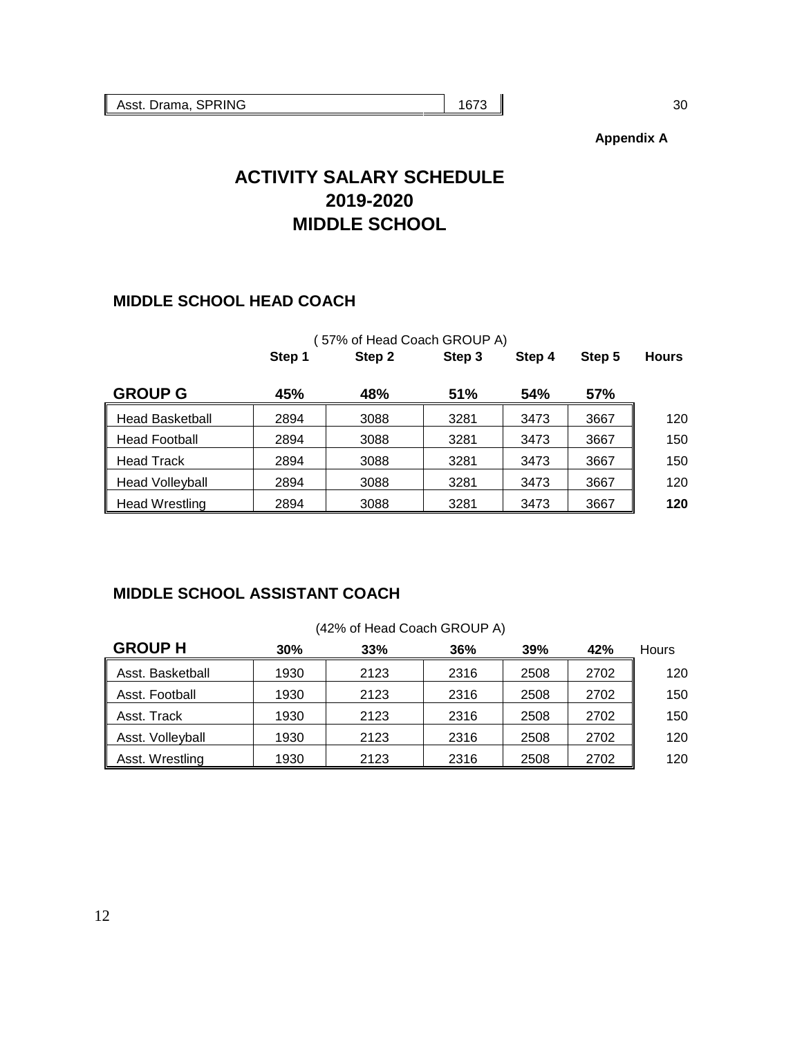| Asst. Drama, SPRING | 1673 | 30 |
|---|---|---|

**Appendix A**

# ACTIVITY SALARY SCHEDULE
# 2019-2020
# MIDDLE SCHOOL

## MIDDLE SCHOOL HEAD COACH

( 57% of Head Coach GROUP A)

| | Step 1 | Step 2 | Step 3 | Step 4 | Step 5 | Hours |
|---|---|---|---|---|---|---|
| **GROUP G** | **45%** | **48%** | **51%** | **54%** | **57%** | |
| Head Basketball | 2894 | 3088 | 3281 | 3473 | 3667 | 120 |
| Head Football | 2894 | 3088 | 3281 | 3473 | 3667 | 150 |
| Head Track | 2894 | 3088 | 3281 | 3473 | 3667 | 150 |
| Head Volleyball | 2894 | 3088 | 3281 | 3473 | 3667 | 120 |
| Head Wrestling | 2894 | 3088 | 3281 | 3473 | 3667 | **120** |

## MIDDLE SCHOOL ASSISTANT COACH

(42% of Head Coach GROUP A)

| **GROUP H** | **30%** | **33%** | **36%** | **39%** | **42%** | Hours |
|---|---|---|---|---|---|---|
| Asst. Basketball | 1930 | 2123 | 2316 | 2508 | 2702 | 120 |
| Asst. Football | 1930 | 2123 | 2316 | 2508 | 2702 | 150 |
| Asst. Track | 1930 | 2123 | 2316 | 2508 | 2702 | 150 |
| Asst. Volleyball | 1930 | 2123 | 2316 | 2508 | 2702 | 120 |
| Asst. Wrestling | 1930 | 2123 | 2316 | 2508 | 2702 | 120 |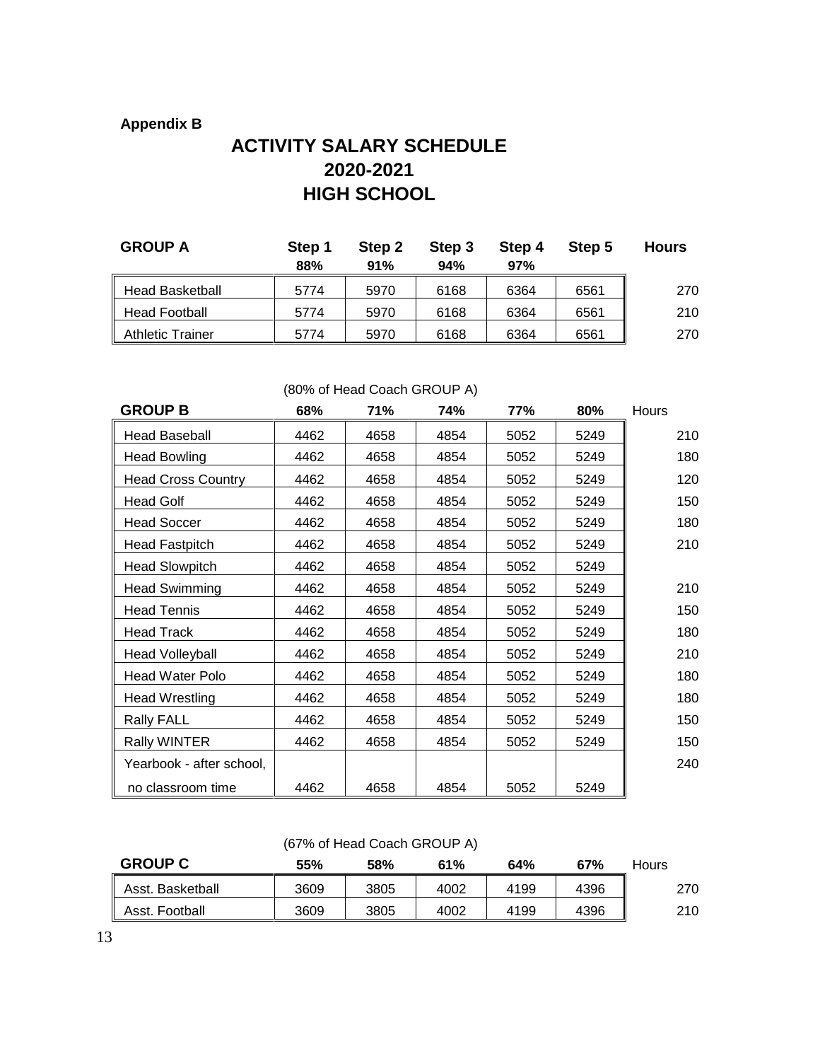**Appendix B**

# ACTIVITY SALARY SCHEDULE
# 2020-2021
# HIGH SCHOOL

| GROUP A | Step 1 88% | Step 2 91% | Step 3 94% | Step 4 97% | Step 5 | Hours |
|---|---|---|---|---|---|---|
| Head Basketball | 5774 | 5970 | 6168 | 6364 | 6561 | 270 |
| Head Football | 5774 | 5970 | 6168 | 6364 | 6561 | 210 |
| Athletic Trainer | 5774 | 5970 | 6168 | 6364 | 6561 | 270 |

(80% of Head Coach GROUP A)

| GROUP B | 68% | 71% | 74% | 77% | 80% | Hours |
|---|---|---|---|---|---|---|
| Head Baseball | 4462 | 4658 | 4854 | 5052 | 5249 | 210 |
| Head Bowling | 4462 | 4658 | 4854 | 5052 | 5249 | 180 |
| Head Cross Country | 4462 | 4658 | 4854 | 5052 | 5249 | 120 |
| Head Golf | 4462 | 4658 | 4854 | 5052 | 5249 | 150 |
| Head Soccer | 4462 | 4658 | 4854 | 5052 | 5249 | 180 |
| Head Fastpitch | 4462 | 4658 | 4854 | 5052 | 5249 | 210 |
| Head Slowpitch | 4462 | 4658 | 4854 | 5052 | 5249 | |
| Head Swimming | 4462 | 4658 | 4854 | 5052 | 5249 | 210 |
| Head Tennis | 4462 | 4658 | 4854 | 5052 | 5249 | 150 |
| Head Track | 4462 | 4658 | 4854 | 5052 | 5249 | 180 |
| Head Volleyball | 4462 | 4658 | 4854 | 5052 | 5249 | 210 |
| Head Water Polo | 4462 | 4658 | 4854 | 5052 | 5249 | 180 |
| Head Wrestling | 4462 | 4658 | 4854 | 5052 | 5249 | 180 |
| Rally FALL | 4462 | 4658 | 4854 | 5052 | 5249 | 150 |
| Rally WINTER | 4462 | 4658 | 4854 | 5052 | 5249 | 150 |
| Yearbook - after school, no classroom time | 4462 | 4658 | 4854 | 5052 | 5249 | 240 |

(67% of Head Coach GROUP A)

| GROUP C | 55% | 58% | 61% | 64% | 67% | Hours |
|---|---|---|---|---|---|---|
| Asst. Basketball | 3609 | 3805 | 4002 | 4199 | 4396 | 270 |
| Asst. Football | 3609 | 3805 | 4002 | 4199 | 4396 | 210 |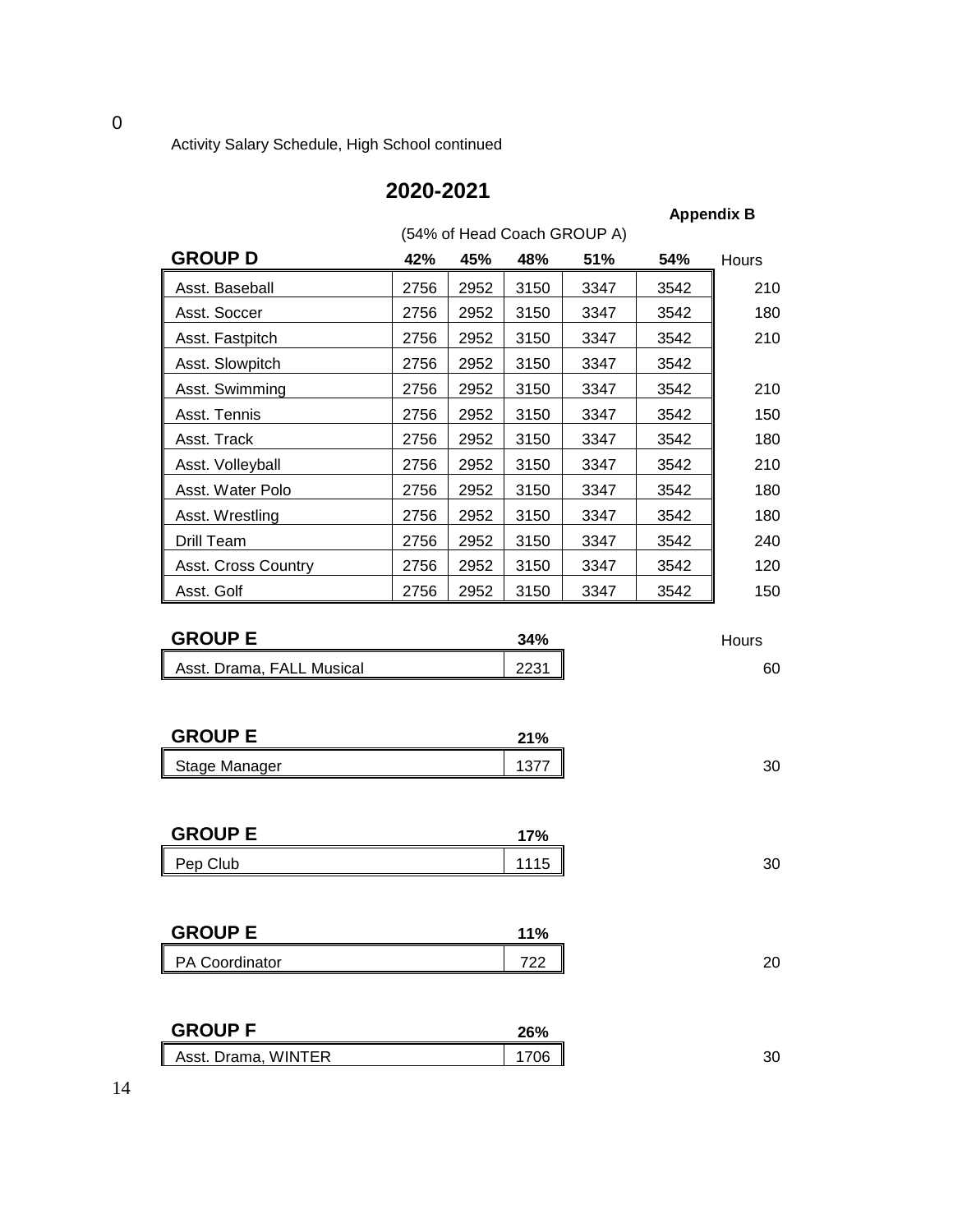Activity Salary Schedule, High School continued

## 2020-2021

**Appendix B**

(54% of Head Coach GROUP A)

| **GROUP D** | **42%** | **45%** | **48%** | **51%** | **54%** | Hours |
|---|---|---|---|---|---|---|
| Asst. Baseball | 2756 | 2952 | 3150 | 3347 | 3542 | 210 |
| Asst. Soccer | 2756 | 2952 | 3150 | 3347 | 3542 | 180 |
| Asst. Fastpitch | 2756 | 2952 | 3150 | 3347 | 3542 | 210 |
| Asst. Slowpitch | 2756 | 2952 | 3150 | 3347 | 3542 | |
| Asst. Swimming | 2756 | 2952 | 3150 | 3347 | 3542 | 210 |
| Asst. Tennis | 2756 | 2952 | 3150 | 3347 | 3542 | 150 |
| Asst. Track | 2756 | 2952 | 3150 | 3347 | 3542 | 180 |
| Asst. Volleyball | 2756 | 2952 | 3150 | 3347 | 3542 | 210 |
| Asst. Water Polo | 2756 | 2952 | 3150 | 3347 | 3542 | 180 |
| Asst. Wrestling | 2756 | 2952 | 3150 | 3347 | 3542 | 180 |
| Drill Team | 2756 | 2952 | 3150 | 3347 | 3542 | 240 |
| Asst. Cross Country | 2756 | 2952 | 3150 | 3347 | 3542 | 120 |
| Asst. Golf | 2756 | 2952 | 3150 | 3347 | 3542 | 150 |

| **GROUP E** | **34%** | Hours |
|---|---|---|
| Asst. Drama, FALL Musical | 2231 | 60 |

| **GROUP E** | **21%** | |
|---|---|---|
| Stage Manager | 1377 | 30 |

| **GROUP E** | **17%** | |
|---|---|---|
| Pep Club | 1115 | 30 |

| **GROUP E** | **11%** | |
|---|---|---|
| PA Coordinator | 722 | 20 |

| **GROUP F** | **26%** | |
|---|---|---|
| Asst. Drama, WINTER | 1706 | 30 |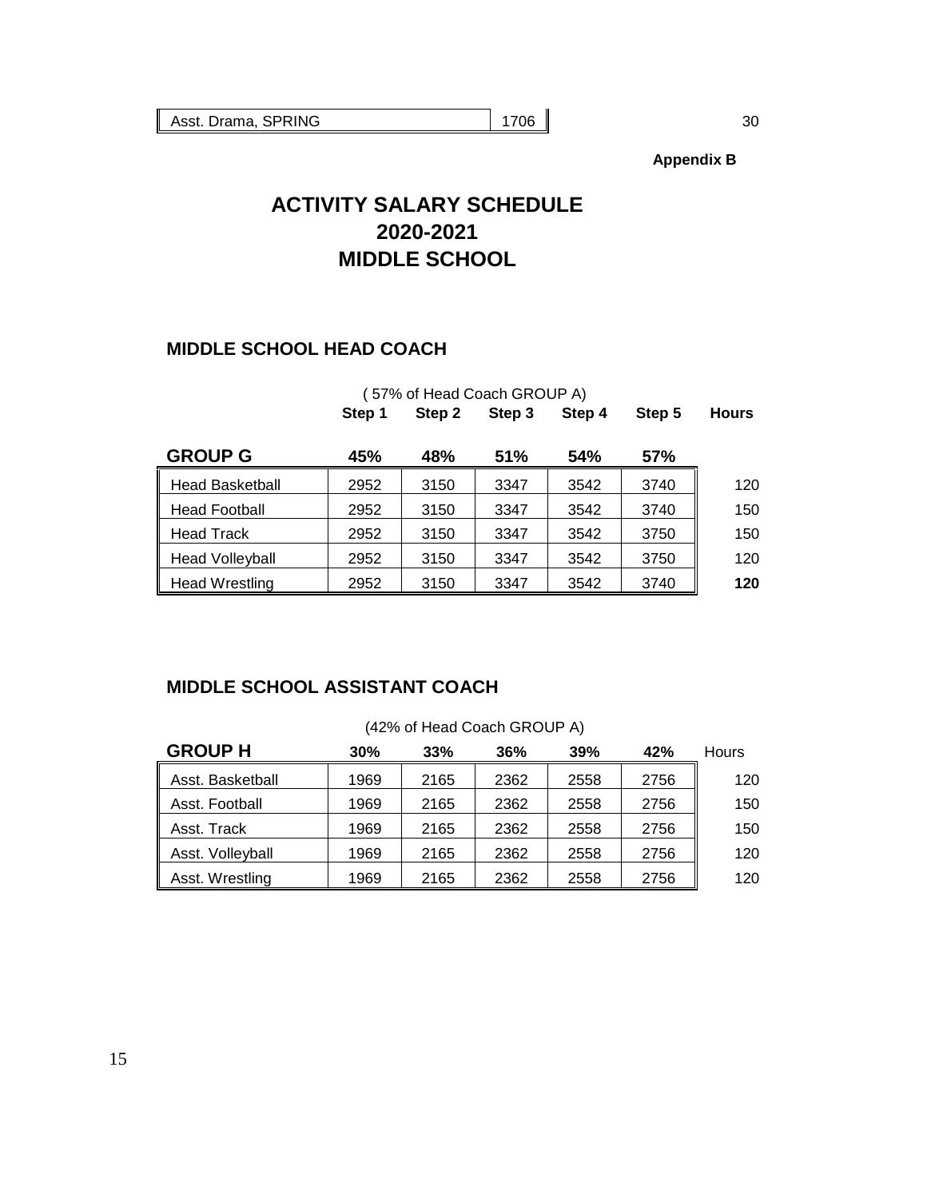| Asst. Drama, SPRING | 1706 | 30 |
|---|---|---|

**Appendix B**

# ACTIVITY SALARY SCHEDULE
# 2020-2021
# MIDDLE SCHOOL

## MIDDLE SCHOOL HEAD COACH

( 57% of Head Coach GROUP A)

| | Step 1 | Step 2 | Step 3 | Step 4 | Step 5 | Hours |
|---|---|---|---|---|---|---|
| **GROUP G** | **45%** | **48%** | **51%** | **54%** | **57%** | |
| Head Basketball | 2952 | 3150 | 3347 | 3542 | 3740 | 120 |
| Head Football | 2952 | 3150 | 3347 | 3542 | 3740 | 150 |
| Head Track | 2952 | 3150 | 3347 | 3542 | 3750 | 150 |
| Head Volleyball | 2952 | 3150 | 3347 | 3542 | 3750 | 120 |
| Head Wrestling | 2952 | 3150 | 3347 | 3542 | 3740 | **120** |

## MIDDLE SCHOOL ASSISTANT COACH

(42% of Head Coach GROUP A)

| **GROUP H** | **30%** | **33%** | **36%** | **39%** | **42%** | Hours |
|---|---|---|---|---|---|---|
| Asst. Basketball | 1969 | 2165 | 2362 | 2558 | 2756 | 120 |
| Asst. Football | 1969 | 2165 | 2362 | 2558 | 2756 | 150 |
| Asst. Track | 1969 | 2165 | 2362 | 2558 | 2756 | 150 |
| Asst. Volleyball | 1969 | 2165 | 2362 | 2558 | 2756 | 120 |
| Asst. Wrestling | 1969 | 2165 | 2362 | 2558 | 2756 | 120 |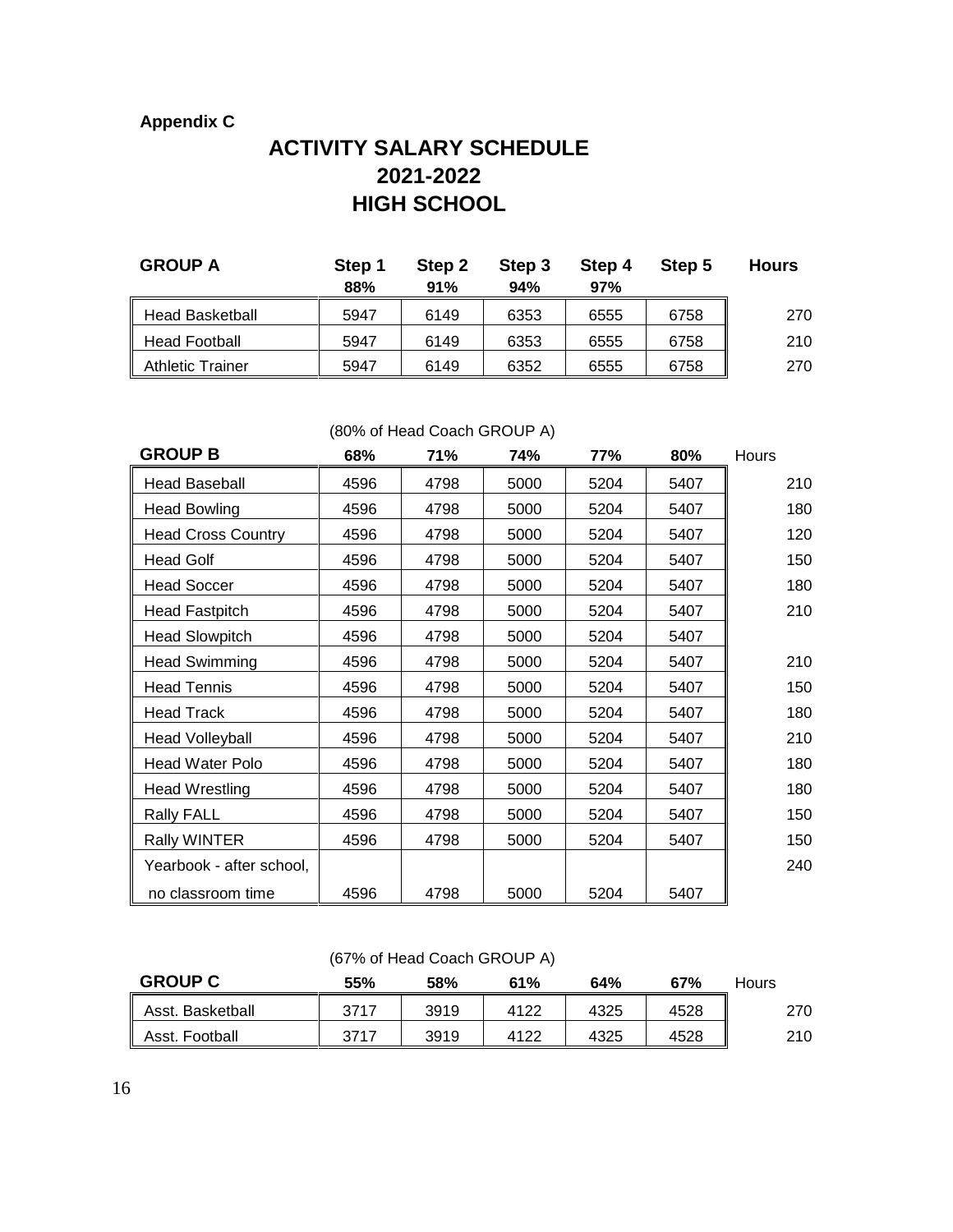**Appendix C**

# ACTIVITY SALARY SCHEDULE
# 2021-2022
# HIGH SCHOOL

| GROUP A | Step 1<br>88% | Step 2<br>91% | Step 3<br>94% | Step 4<br>97% | Step 5 | Hours |
|---|---|---|---|---|---|---|
| Head Basketball | 5947 | 6149 | 6353 | 6555 | 6758 | 270 |
| Head Football | 5947 | 6149 | 6353 | 6555 | 6758 | 210 |
| Athletic Trainer | 5947 | 6149 | 6352 | 6555 | 6758 | 270 |

(80% of Head Coach GROUP A)

| GROUP B | 68% | 71% | 74% | 77% | 80% | Hours |
|---|---|---|---|---|---|---|
| Head Baseball | 4596 | 4798 | 5000 | 5204 | 5407 | 210 |
| Head Bowling | 4596 | 4798 | 5000 | 5204 | 5407 | 180 |
| Head Cross Country | 4596 | 4798 | 5000 | 5204 | 5407 | 120 |
| Head Golf | 4596 | 4798 | 5000 | 5204 | 5407 | 150 |
| Head Soccer | 4596 | 4798 | 5000 | 5204 | 5407 | 180 |
| Head Fastpitch | 4596 | 4798 | 5000 | 5204 | 5407 | 210 |
| Head Slowpitch | 4596 | 4798 | 5000 | 5204 | 5407 | |
| Head Swimming | 4596 | 4798 | 5000 | 5204 | 5407 | 210 |
| Head Tennis | 4596 | 4798 | 5000 | 5204 | 5407 | 150 |
| Head Track | 4596 | 4798 | 5000 | 5204 | 5407 | 180 |
| Head Volleyball | 4596 | 4798 | 5000 | 5204 | 5407 | 210 |
| Head Water Polo | 4596 | 4798 | 5000 | 5204 | 5407 | 180 |
| Head Wrestling | 4596 | 4798 | 5000 | 5204 | 5407 | 180 |
| Rally FALL | 4596 | 4798 | 5000 | 5204 | 5407 | 150 |
| Rally WINTER | 4596 | 4798 | 5000 | 5204 | 5407 | 150 |
| Yearbook - after school, no classroom time | 4596 | 4798 | 5000 | 5204 | 5407 | 240 |

(67% of Head Coach GROUP A)

| GROUP C | 55% | 58% | 61% | 64% | 67% | Hours |
|---|---|---|---|---|---|---|
| Asst. Basketball | 3717 | 3919 | 4122 | 4325 | 4528 | 270 |
| Asst. Football | 3717 | 3919 | 4122 | 4325 | 4528 | 210 |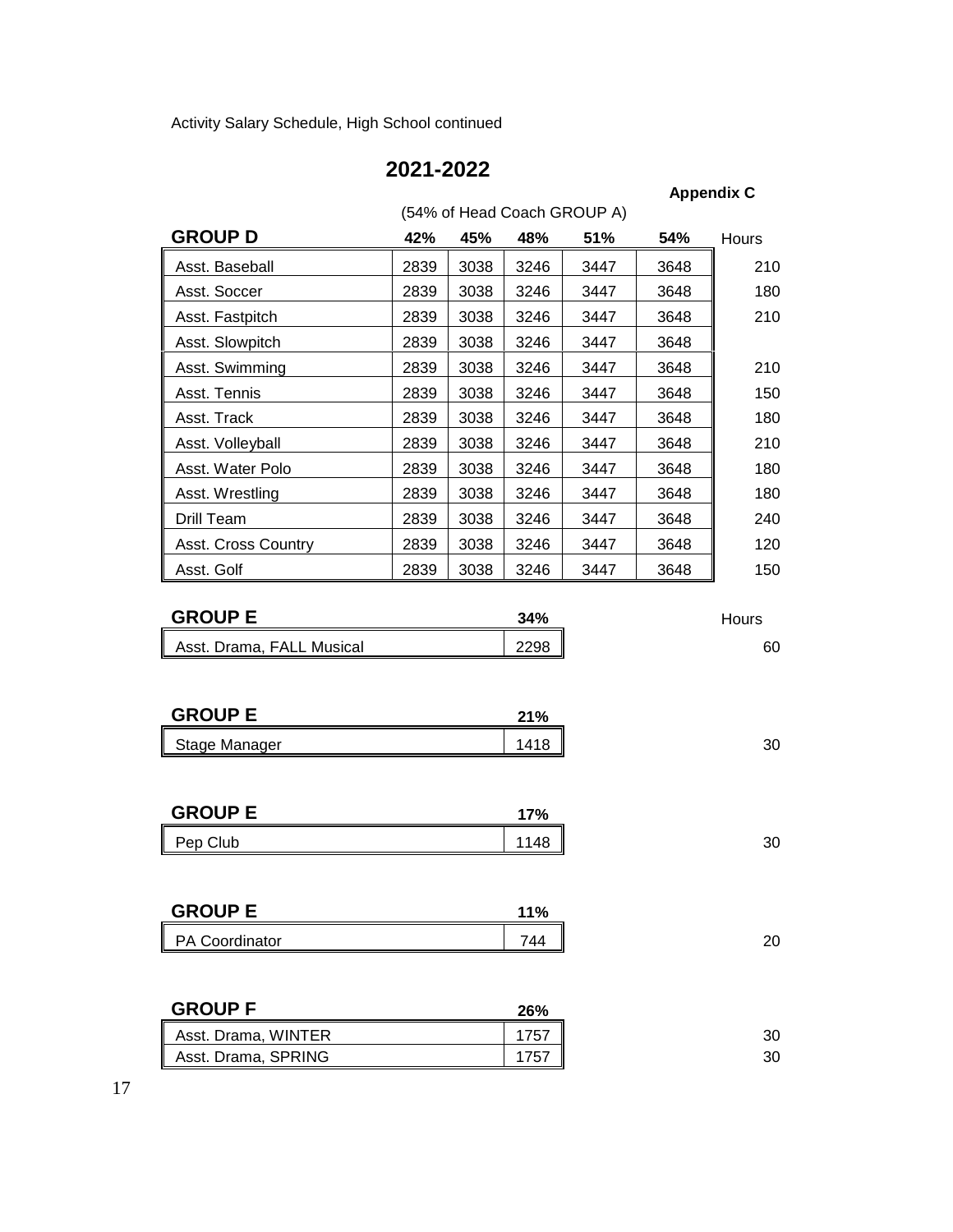Activity Salary Schedule, High School continued

## 2021-2022

**Appendix C**

(54% of Head Coach GROUP A)

| **GROUP D** | **42%** | **45%** | **48%** | **51%** | **54%** | Hours |
|---|---|---|---|---|---|---|
| Asst. Baseball | 2839 | 3038 | 3246 | 3447 | 3648 | 210 |
| Asst. Soccer | 2839 | 3038 | 3246 | 3447 | 3648 | 180 |
| Asst. Fastpitch | 2839 | 3038 | 3246 | 3447 | 3648 | 210 |
| Asst. Slowpitch | 2839 | 3038 | 3246 | 3447 | 3648 | |
| Asst. Swimming | 2839 | 3038 | 3246 | 3447 | 3648 | 210 |
| Asst. Tennis | 2839 | 3038 | 3246 | 3447 | 3648 | 150 |
| Asst. Track | 2839 | 3038 | 3246 | 3447 | 3648 | 180 |
| Asst. Volleyball | 2839 | 3038 | 3246 | 3447 | 3648 | 210 |
| Asst. Water Polo | 2839 | 3038 | 3246 | 3447 | 3648 | 180 |
| Asst. Wrestling | 2839 | 3038 | 3246 | 3447 | 3648 | 180 |
| Drill Team | 2839 | 3038 | 3246 | 3447 | 3648 | 240 |
| Asst. Cross Country | 2839 | 3038 | 3246 | 3447 | 3648 | 120 |
| Asst. Golf | 2839 | 3038 | 3246 | 3447 | 3648 | 150 |

| **GROUP E** | **34%** | Hours |
|---|---|---|
| Asst. Drama, FALL Musical | 2298 | 60 |

| **GROUP E** | **21%** | |
|---|---|---|
| Stage Manager | 1418 | 30 |

| **GROUP E** | **17%** | |
|---|---|---|
| Pep Club | 1148 | 30 |

| **GROUP E** | **11%** | |
|---|---|---|
| PA Coordinator | 744 | 20 |

| **GROUP F** | **26%** | |
|---|---|---|
| Asst. Drama, WINTER | 1757 | 30 |
| Asst. Drama, SPRING | 1757 | 30 |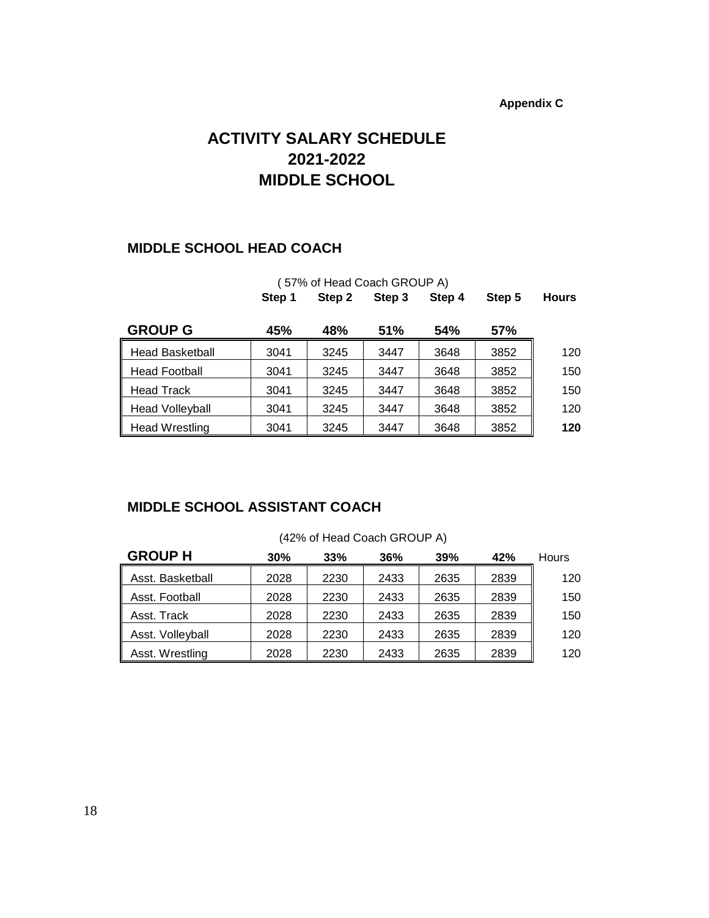**Appendix C**

# ACTIVITY SALARY SCHEDULE
# 2021-2022
# MIDDLE SCHOOL

## MIDDLE SCHOOL HEAD COACH

| | ( 57% of Head Coach GROUP A) | | | | | |
|---|---|---|---|---|---|---|
| | **Step 1** | **Step 2** | **Step 3** | **Step 4** | **Step 5** | **Hours** |
| **GROUP G** | **45%** | **48%** | **51%** | **54%** | **57%** | |
| Head Basketball | 3041 | 3245 | 3447 | 3648 | 3852 | 120 |
| Head Football | 3041 | 3245 | 3447 | 3648 | 3852 | 150 |
| Head Track | 3041 | 3245 | 3447 | 3648 | 3852 | 150 |
| Head Volleyball | 3041 | 3245 | 3447 | 3648 | 3852 | 120 |
| Head Wrestling | 3041 | 3245 | 3447 | 3648 | 3852 | **120** |

## MIDDLE SCHOOL ASSISTANT COACH

| | (42% of Head Coach GROUP A) | | | | | |
|---|---|---|---|---|---|---|
| **GROUP H** | **30%** | **33%** | **36%** | **39%** | **42%** | Hours |
| Asst. Basketball | 2028 | 2230 | 2433 | 2635 | 2839 | 120 |
| Asst. Football | 2028 | 2230 | 2433 | 2635 | 2839 | 150 |
| Asst. Track | 2028 | 2230 | 2433 | 2635 | 2839 | 150 |
| Asst. Volleyball | 2028 | 2230 | 2433 | 2635 | 2839 | 120 |
| Asst. Wrestling | 2028 | 2230 | 2433 | 2635 | 2839 | 120 |